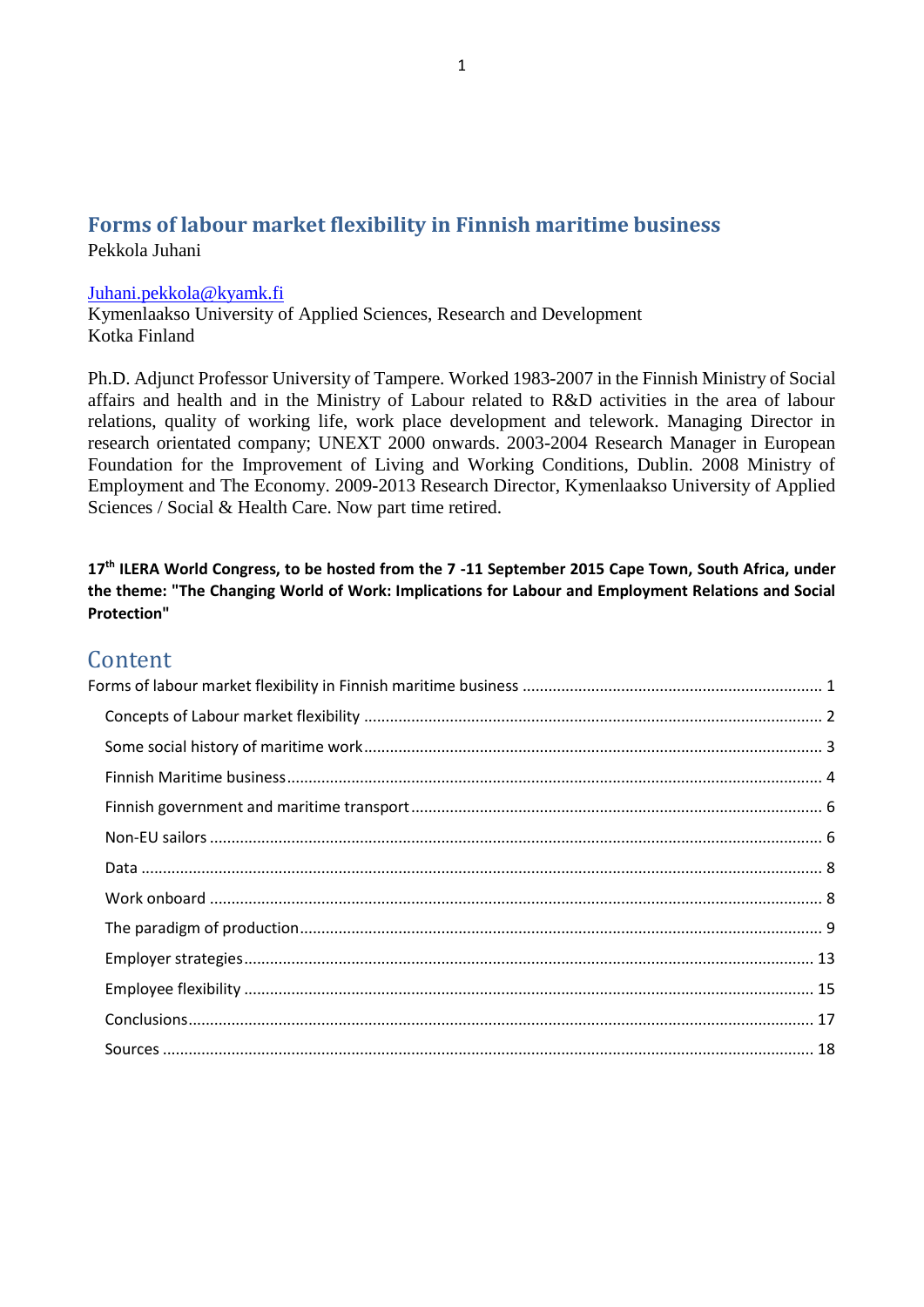# Forms of labour market flexibility in Finnish maritime business

Pekkola Juhani

[Juhani.pekkola@kyamk.fi](mailto:Juhani.pekkola@kyamk.fi)
Kymenlaakso University of Applied Sciences, Research and Development
Kotka Finland

Ph.D. Adjunct Professor University of Tampere. Worked 1983-2007 in the Finnish Ministry of Social affairs and health and in the Ministry of Labour related to R&D activities in the area of labour relations, quality of working life, work place development and telework. Managing Director in research orientated company; UNEXT 2000 onwards. 2003-2004 Research Manager in European Foundation for the Improvement of Living and Working Conditions, Dublin. 2008 Ministry of Employment and The Economy. 2009-2013 Research Director, Kymenlaakso University of Applied Sciences / Social & Health Care. Now part time retired.

**17th ILERA World Congress, to be hosted from the 7 -11 September 2015 Cape Town, South Africa, under the theme: "The Changing World of Work: Implications for Labour and Employment Relations and Social Protection"**

## Content

Forms of labour market flexibility in Finnish maritime business ..... 1
- Concepts of Labour market flexibility ..... 2
- Some social history of maritime work ..... 3
- Finnish Maritime business ..... 4
- Finnish government and maritime transport ..... 6
- Non-EU sailors ..... 6
- Data ..... 8
- Work onboard ..... 8
- The paradigm of production ..... 9
- Employer strategies ..... 13
- Employee flexibility ..... 15
- Conclusions ..... 17
- Sources ..... 18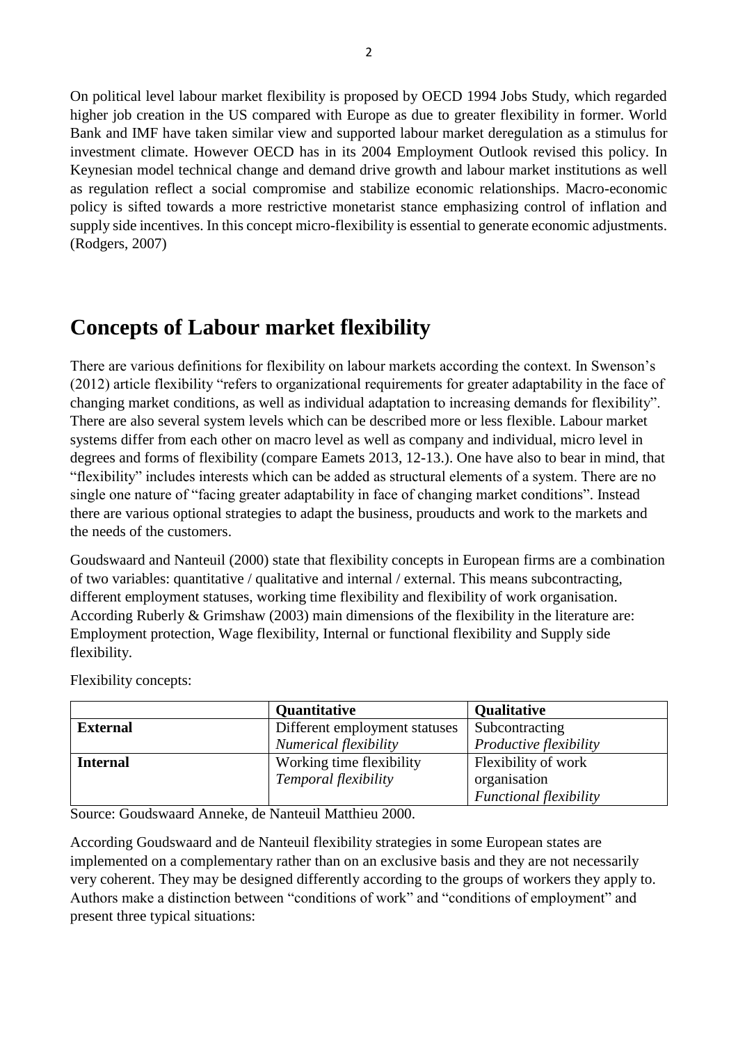On political level labour market flexibility is proposed by OECD 1994 Jobs Study, which regarded higher job creation in the US compared with Europe as due to greater flexibility in former. World Bank and IMF have taken similar view and supported labour market deregulation as a stimulus for investment climate. However OECD has in its 2004 Employment Outlook revised this policy. In Keynesian model technical change and demand drive growth and labour market institutions as well as regulation reflect a social compromise and stabilize economic relationships. Macro-economic policy is sifted towards a more restrictive monetarist stance emphasizing control of inflation and supply side incentives. In this concept micro-flexibility is essential to generate economic adjustments. (Rodgers, 2007)

# Concepts of Labour market flexibility

There are various definitions for flexibility on labour markets according the context. In Swenson's (2012) article flexibility "refers to organizational requirements for greater adaptability in the face of changing market conditions, as well as individual adaptation to increasing demands for flexibility". There are also several system levels which can be described more or less flexible. Labour market systems differ from each other on macro level as well as company and individual, micro level in degrees and forms of flexibility (compare Eamets 2013, 12-13.). One have also to bear in mind, that "flexibility" includes interests which can be added as structural elements of a system. There are no single one nature of "facing greater adaptability in face of changing market conditions". Instead there are various optional strategies to adapt the business, prouducts and work to the markets and the needs of the customers.

Goudswaard and Nanteuil (2000) state that flexibility concepts in European firms are a combination of two variables: quantitative / qualitative and internal / external. This means subcontracting, different employment statuses, working time flexibility and flexibility of work organisation. According Ruberly & Grimshaw (2003) main dimensions of the flexibility in the literature are: Employment protection, Wage flexibility, Internal or functional flexibility and Supply side flexibility.

Flexibility concepts:

| | **Quantitative** | **Qualitative** |
|---|---|---|
| **External** | Different employment statuses *Numerical flexibility* | Subcontracting *Productive flexibility* |
| **Internal** | Working time flexibility *Temporal flexibility* | Flexibility of work organisation *Functional flexibility* |

Source: Goudswaard Anneke, de Nanteuil Matthieu 2000.

According Goudswaard and de Nanteuil flexibility strategies in some European states are implemented on a complementary rather than on an exclusive basis and they are not necessarily very coherent. They may be designed differently according to the groups of workers they apply to. Authors make a distinction between "conditions of work" and "conditions of employment" and present three typical situations: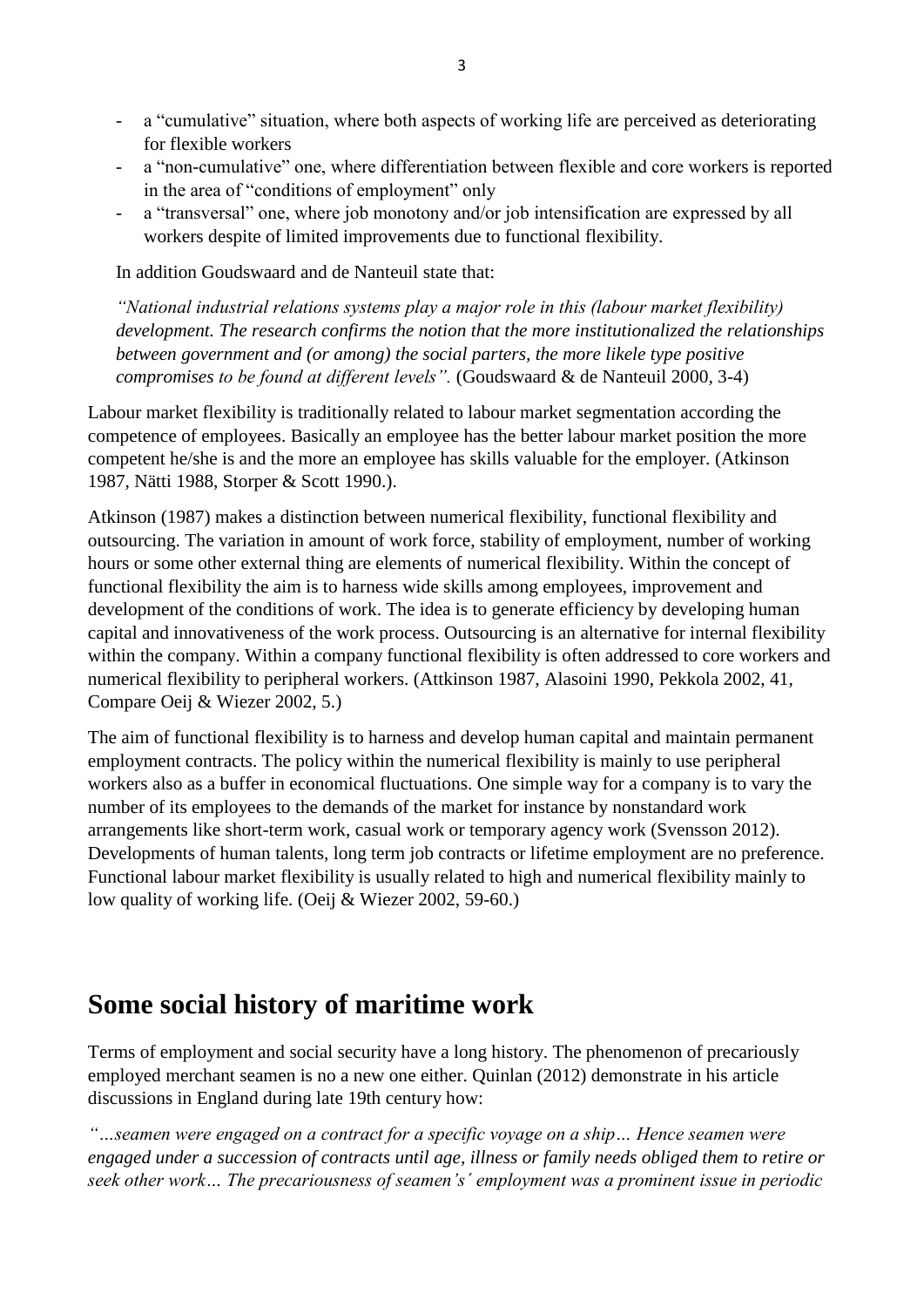- a "cumulative" situation, where both aspects of working life are perceived as deteriorating for flexible workers
- a "non-cumulative" one, where differentiation between flexible and core workers is reported in the area of "conditions of employment" only
- a "transversal" one, where job monotony and/or job intensification are expressed by all workers despite of limited improvements due to functional flexibility.

In addition Goudswaard and de Nanteuil state that:

*"National industrial relations systems play a major role in this (labour market flexibility) development. The research confirms the notion that the more institutionalized the relationships between government and (or among) the social parters, the more likele type positive compromises to be found at different levels".* (Goudswaard & de Nanteuil 2000, 3-4)

Labour market flexibility is traditionally related to labour market segmentation according the competence of employees. Basically an employee has the better labour market position the more competent he/she is and the more an employee has skills valuable for the employer. (Atkinson 1987, Nätti 1988, Storper & Scott 1990.).

Atkinson (1987) makes a distinction between numerical flexibility, functional flexibility and outsourcing. The variation in amount of work force, stability of employment, number of working hours or some other external thing are elements of numerical flexibility. Within the concept of functional flexibility the aim is to harness wide skills among employees, improvement and development of the conditions of work. The idea is to generate efficiency by developing human capital and innovativeness of the work process. Outsourcing is an alternative for internal flexibility within the company. Within a company functional flexibility is often addressed to core workers and numerical flexibility to peripheral workers. (Attkinson 1987, Alasoini 1990, Pekkola 2002, 41, Compare Oeij & Wiezer 2002, 5.)

The aim of functional flexibility is to harness and develop human capital and maintain permanent employment contracts. The policy within the numerical flexibility is mainly to use peripheral workers also as a buffer in economical fluctuations. One simple way for a company is to vary the number of its employees to the demands of the market for instance by nonstandard work arrangements like short-term work, casual work or temporary agency work (Svensson 2012). Developments of human talents, long term job contracts or lifetime employment are no preference. Functional labour market flexibility is usually related to high and numerical flexibility mainly to low quality of working life. (Oeij & Wiezer 2002, 59-60.)

## Some social history of maritime work

Terms of employment and social security have a long history. The phenomenon of precariously employed merchant seamen is no a new one either. Quinlan (2012) demonstrate in his article discussions in England during late 19th century how:

*"…seamen were engaged on a contract for a specific voyage on a ship… Hence seamen were engaged under a succession of contracts until age, illness or family needs obliged them to retire or seek other work… The precariousness of seamen's´ employment was a prominent issue in periodic*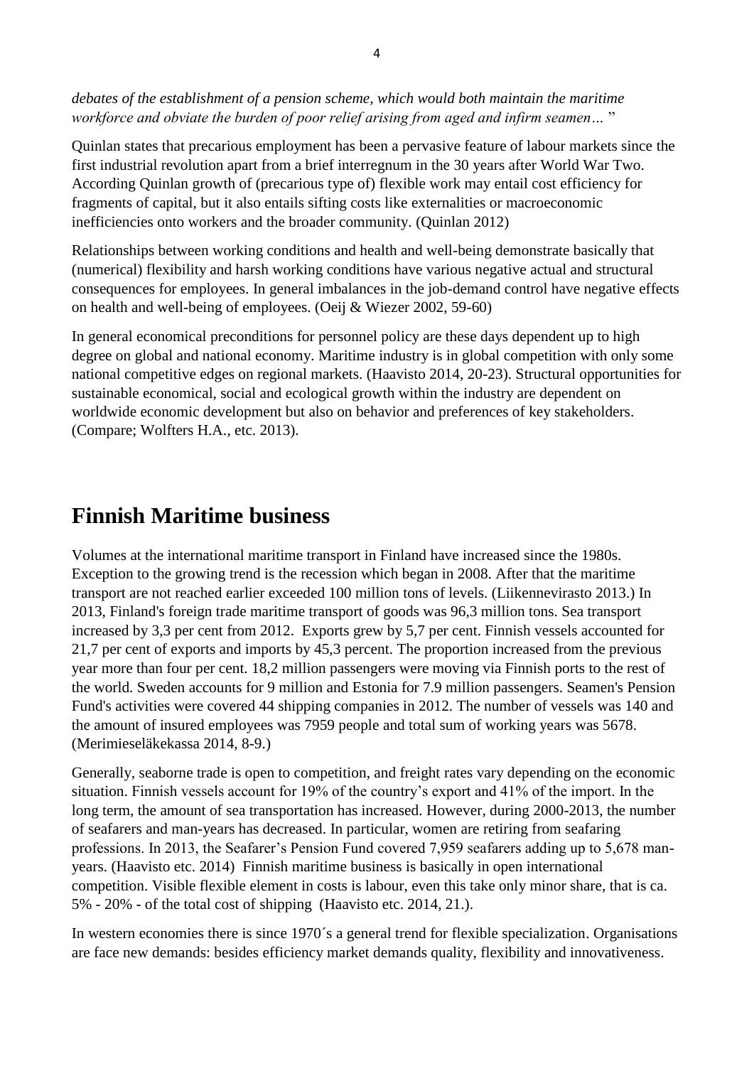*debates of the establishment of a pension scheme, which would both maintain the maritime workforce and obviate the burden of poor relief arising from aged and infirm seamen…* "

Quinlan states that precarious employment has been a pervasive feature of labour markets since the first industrial revolution apart from a brief interregnum in the 30 years after World War Two. According Quinlan growth of (precarious type of) flexible work may entail cost efficiency for fragments of capital, but it also entails sifting costs like externalities or macroeconomic inefficiencies onto workers and the broader community. (Quinlan 2012)

Relationships between working conditions and health and well-being demonstrate basically that (numerical) flexibility and harsh working conditions have various negative actual and structural consequences for employees. In general imbalances in the job-demand control have negative effects on health and well-being of employees. (Oeij & Wiezer 2002, 59-60)

In general economical preconditions for personnel policy are these days dependent up to high degree on global and national economy. Maritime industry is in global competition with only some national competitive edges on regional markets. (Haavisto 2014, 20-23). Structural opportunities for sustainable economical, social and ecological growth within the industry are dependent on worldwide economic development but also on behavior and preferences of key stakeholders. (Compare; Wolfters H.A., etc. 2013).

# Finnish Maritime business

Volumes at the international maritime transport in Finland have increased since the 1980s. Exception to the growing trend is the recession which began in 2008. After that the maritime transport are not reached earlier exceeded 100 million tons of levels. (Liikennevirasto 2013.) In 2013, Finland's foreign trade maritime transport of goods was 96,3 million tons. Sea transport increased by 3,3 per cent from 2012. Exports grew by 5,7 per cent. Finnish vessels accounted for 21,7 per cent of exports and imports by 45,3 percent. The proportion increased from the previous year more than four per cent. 18,2 million passengers were moving via Finnish ports to the rest of the world. Sweden accounts for 9 million and Estonia for 7.9 million passengers. Seamen's Pension Fund's activities were covered 44 shipping companies in 2012. The number of vessels was 140 and the amount of insured employees was 7959 people and total sum of working years was 5678. (Merimieseläkekassa 2014, 8-9.)

Generally, seaborne trade is open to competition, and freight rates vary depending on the economic situation. Finnish vessels account for 19% of the country's export and 41% of the import. In the long term, the amount of sea transportation has increased. However, during 2000-2013, the number of seafarers and man-years has decreased. In particular, women are retiring from seafaring professions. In 2013, the Seafarer's Pension Fund covered 7,959 seafarers adding up to 5,678 man-years. (Haavisto etc. 2014) Finnish maritime business is basically in open international competition. Visible flexible element in costs is labour, even this take only minor share, that is ca. 5% - 20% - of the total cost of shipping (Haavisto etc. 2014, 21.).

In western economies there is since 1970´s a general trend for flexible specialization. Organisations are face new demands: besides efficiency market demands quality, flexibility and innovativeness.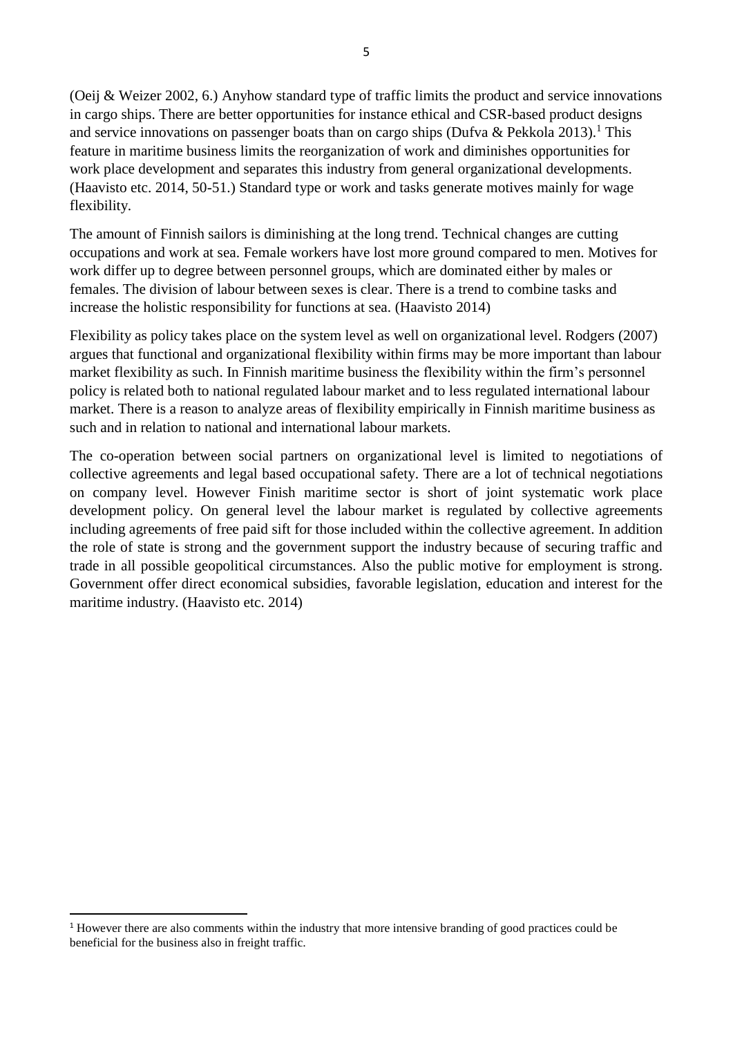(Oeij & Weizer 2002, 6.) Anyhow standard type of traffic limits the product and service innovations in cargo ships. There are better opportunities for instance ethical and CSR-based product designs and service innovations on passenger boats than on cargo ships (Dufva & Pekkola 2013).[1] This feature in maritime business limits the reorganization of work and diminishes opportunities for work place development and separates this industry from general organizational developments. (Haavisto etc. 2014, 50-51.) Standard type or work and tasks generate motives mainly for wage flexibility.

The amount of Finnish sailors is diminishing at the long trend. Technical changes are cutting occupations and work at sea. Female workers have lost more ground compared to men. Motives for work differ up to degree between personnel groups, which are dominated either by males or females. The division of labour between sexes is clear. There is a trend to combine tasks and increase the holistic responsibility for functions at sea. (Haavisto 2014)

Flexibility as policy takes place on the system level as well on organizational level. Rodgers (2007) argues that functional and organizational flexibility within firms may be more important than labour market flexibility as such. In Finnish maritime business the flexibility within the firm's personnel policy is related both to national regulated labour market and to less regulated international labour market. There is a reason to analyze areas of flexibility empirically in Finnish maritime business as such and in relation to national and international labour markets.

The co-operation between social partners on organizational level is limited to negotiations of collective agreements and legal based occupational safety. There are a lot of technical negotiations on company level. However Finish maritime sector is short of joint systematic work place development policy. On general level the labour market is regulated by collective agreements including agreements of free paid sift for those included within the collective agreement. In addition the role of state is strong and the government support the industry because of securing traffic and trade in all possible geopolitical circumstances. Also the public motive for employment is strong. Government offer direct economical subsidies, favorable legislation, education and interest for the maritime industry. (Haavisto etc. 2014)

[1] However there are also comments within the industry that more intensive branding of good practices could be beneficial for the business also in freight traffic.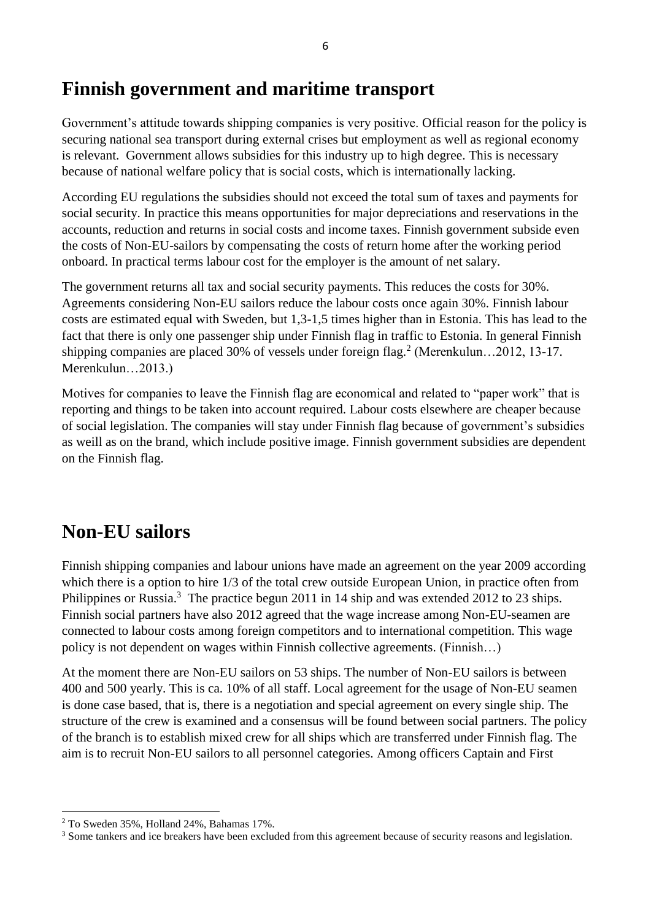## Finnish government and maritime transport

Government's attitude towards shipping companies is very positive. Official reason for the policy is securing national sea transport during external crises but employment as well as regional economy is relevant. Government allows subsidies for this industry up to high degree. This is necessary because of national welfare policy that is social costs, which is internationally lacking.

According EU regulations the subsidies should not exceed the total sum of taxes and payments for social security. In practice this means opportunities for major depreciations and reservations in the accounts, reduction and returns in social costs and income taxes. Finnish government subside even the costs of Non-EU-sailors by compensating the costs of return home after the working period onboard. In practical terms labour cost for the employer is the amount of net salary.

The government returns all tax and social security payments. This reduces the costs for 30%. Agreements considering Non-EU sailors reduce the labour costs once again 30%. Finnish labour costs are estimated equal with Sweden, but 1,3-1,5 times higher than in Estonia. This has lead to the fact that there is only one passenger ship under Finnish flag in traffic to Estonia. In general Finnish shipping companies are placed 30% of vessels under foreign flag.[2] (Merenkulun…2012, 13-17. Merenkulun…2013.)

Motives for companies to leave the Finnish flag are economical and related to "paper work" that is reporting and things to be taken into account required. Labour costs elsewhere are cheaper because of social legislation. The companies will stay under Finnish flag because of government's subsidies as weill as on the brand, which include positive image. Finnish government subsidies are dependent on the Finnish flag.

## Non-EU sailors

Finnish shipping companies and labour unions have made an agreement on the year 2009 according which there is a option to hire 1/3 of the total crew outside European Union, in practice often from Philippines or Russia.[3] The practice begun 2011 in 14 ship and was extended 2012 to 23 ships. Finnish social partners have also 2012 agreed that the wage increase among Non-EU-seamen are connected to labour costs among foreign competitors and to international competition. This wage policy is not dependent on wages within Finnish collective agreements. (Finnish…)

At the moment there are Non-EU sailors on 53 ships. The number of Non-EU sailors is between 400 and 500 yearly. This is ca. 10% of all staff. Local agreement for the usage of Non-EU seamen is done case based, that is, there is a negotiation and special agreement on every single ship. The structure of the crew is examined and a consensus will be found between social partners. The policy of the branch is to establish mixed crew for all ships which are transferred under Finnish flag. The aim is to recruit Non-EU sailors to all personnel categories. Among officers Captain and First

[2] To Sweden 35%, Holland 24%, Bahamas 17%.

[3] Some tankers and ice breakers have been excluded from this agreement because of security reasons and legislation.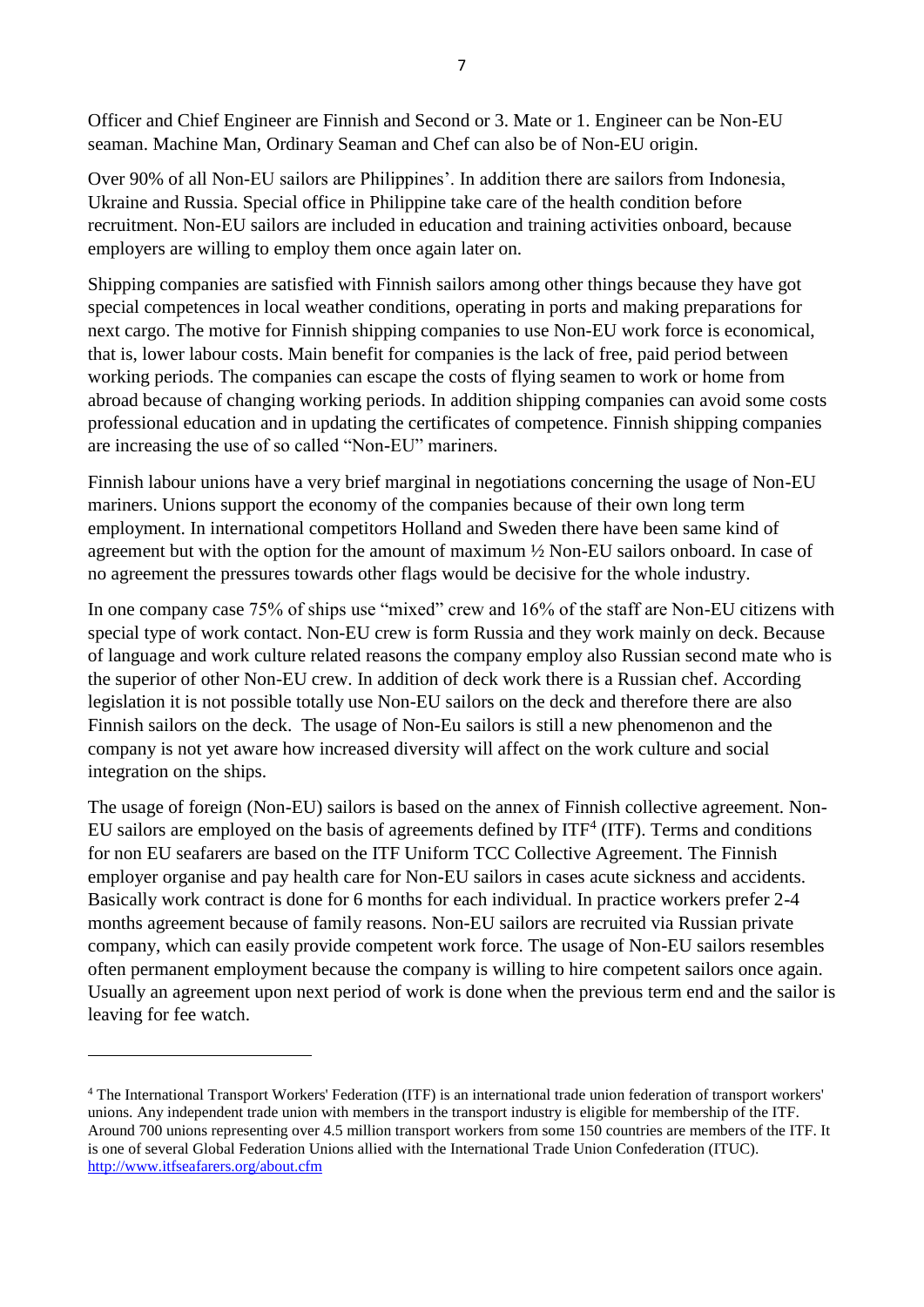Officer and Chief Engineer are Finnish and Second or 3. Mate or 1. Engineer can be Non-EU seaman. Machine Man, Ordinary Seaman and Chef can also be of Non-EU origin.

Over 90% of all Non-EU sailors are Philippines'. In addition there are sailors from Indonesia, Ukraine and Russia. Special office in Philippine take care of the health condition before recruitment. Non-EU sailors are included in education and training activities onboard, because employers are willing to employ them once again later on.

Shipping companies are satisfied with Finnish sailors among other things because they have got special competences in local weather conditions, operating in ports and making preparations for next cargo. The motive for Finnish shipping companies to use Non-EU work force is economical, that is, lower labour costs. Main benefit for companies is the lack of free, paid period between working periods. The companies can escape the costs of flying seamen to work or home from abroad because of changing working periods. In addition shipping companies can avoid some costs professional education and in updating the certificates of competence. Finnish shipping companies are increasing the use of so called "Non-EU" mariners.

Finnish labour unions have a very brief marginal in negotiations concerning the usage of Non-EU mariners. Unions support the economy of the companies because of their own long term employment. In international competitors Holland and Sweden there have been same kind of agreement but with the option for the amount of maximum ½ Non-EU sailors onboard. In case of no agreement the pressures towards other flags would be decisive for the whole industry.

In one company case 75% of ships use "mixed" crew and 16% of the staff are Non-EU citizens with special type of work contact. Non-EU crew is form Russia and they work mainly on deck. Because of language and work culture related reasons the company employ also Russian second mate who is the superior of other Non-EU crew. In addition of deck work there is a Russian chef. According legislation it is not possible totally use Non-EU sailors on the deck and therefore there are also Finnish sailors on the deck. The usage of Non-Eu sailors is still a new phenomenon and the company is not yet aware how increased diversity will affect on the work culture and social integration on the ships.

The usage of foreign (Non-EU) sailors is based on the annex of Finnish collective agreement. Non-EU sailors are employed on the basis of agreements defined by ITF[4] (ITF). Terms and conditions for non EU seafarers are based on the ITF Uniform TCC Collective Agreement. The Finnish employer organise and pay health care for Non-EU sailors in cases acute sickness and accidents. Basically work contract is done for 6 months for each individual. In practice workers prefer 2-4 months agreement because of family reasons. Non-EU sailors are recruited via Russian private company, which can easily provide competent work force. The usage of Non-EU sailors resembles often permanent employment because the company is willing to hire competent sailors once again. Usually an agreement upon next period of work is done when the previous term end and the sailor is leaving for fee watch.

---

[4] The International Transport Workers' Federation (ITF) is an international trade union federation of transport workers' unions. Any independent trade union with members in the transport industry is eligible for membership of the ITF. Around 700 unions representing over 4.5 million transport workers from some 150 countries are members of the ITF. It is one of several Global Federation Unions allied with the International Trade Union Confederation (ITUC). http://www.itfseafarers.org/about.cfm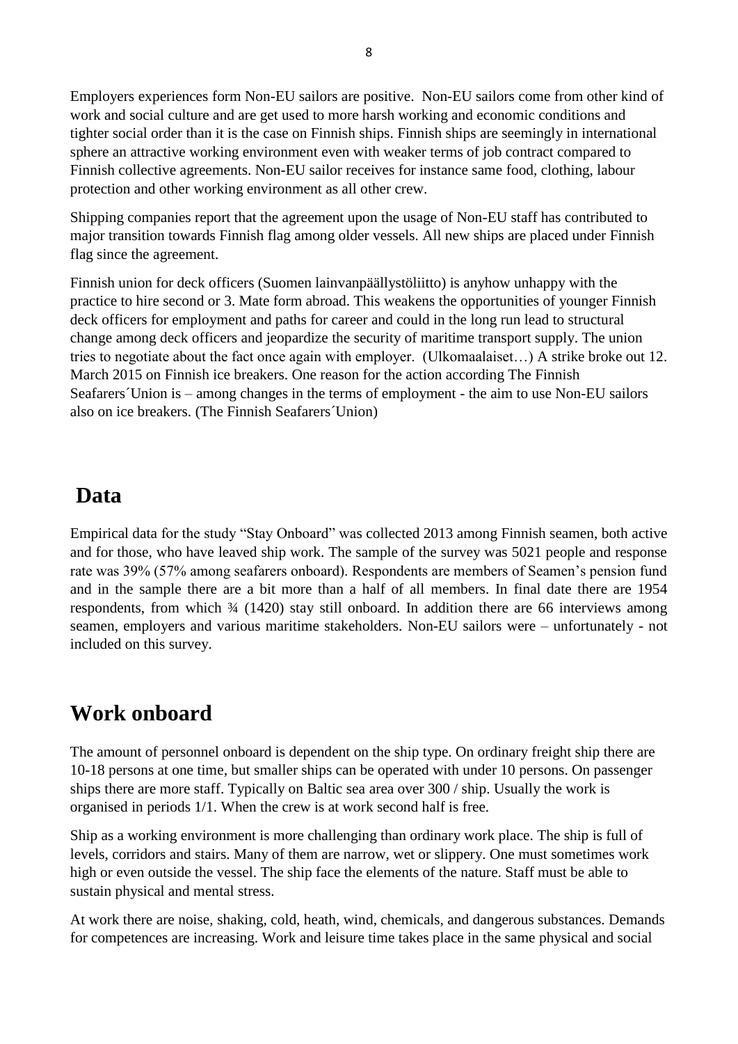Employers experiences form Non-EU sailors are positive. Non-EU sailors come from other kind of work and social culture and are get used to more harsh working and economic conditions and tighter social order than it is the case on Finnish ships. Finnish ships are seemingly in international sphere an attractive working environment even with weaker terms of job contract compared to Finnish collective agreements. Non-EU sailor receives for instance same food, clothing, labour protection and other working environment as all other crew.

Shipping companies report that the agreement upon the usage of Non-EU staff has contributed to major transition towards Finnish flag among older vessels. All new ships are placed under Finnish flag since the agreement.

Finnish union for deck officers (Suomen lainvanpäällystöliitto) is anyhow unhappy with the practice to hire second or 3. Mate form abroad. This weakens the opportunities of younger Finnish deck officers for employment and paths for career and could in the long run lead to structural change among deck officers and jeopardize the security of maritime transport supply. The union tries to negotiate about the fact once again with employer. (Ulkomaalaiset…) A strike broke out 12. March 2015 on Finnish ice breakers. One reason for the action according The Finnish Seafarers´Union is – among changes in the terms of employment - the aim to use Non-EU sailors also on ice breakers. (The Finnish Seafarers´Union)

# Data

Empirical data for the study "Stay Onboard" was collected 2013 among Finnish seamen, both active and for those, who have leaved ship work. The sample of the survey was 5021 people and response rate was 39% (57% among seafarers onboard). Respondents are members of Seamen's pension fund and in the sample there are a bit more than a half of all members. In final date there are 1954 respondents, from which ¾ (1420) stay still onboard. In addition there are 66 interviews among seamen, employers and various maritime stakeholders. Non-EU sailors were – unfortunately - not included on this survey.

# Work onboard

The amount of personnel onboard is dependent on the ship type. On ordinary freight ship there are 10-18 persons at one time, but smaller ships can be operated with under 10 persons. On passenger ships there are more staff. Typically on Baltic sea area over 300 / ship. Usually the work is organised in periods 1/1. When the crew is at work second half is free.

Ship as a working environment is more challenging than ordinary work place. The ship is full of levels, corridors and stairs. Many of them are narrow, wet or slippery. One must sometimes work high or even outside the vessel. The ship face the elements of the nature. Staff must be able to sustain physical and mental stress.

At work there are noise, shaking, cold, heath, wind, chemicals, and dangerous substances. Demands for competences are increasing. Work and leisure time takes place in the same physical and social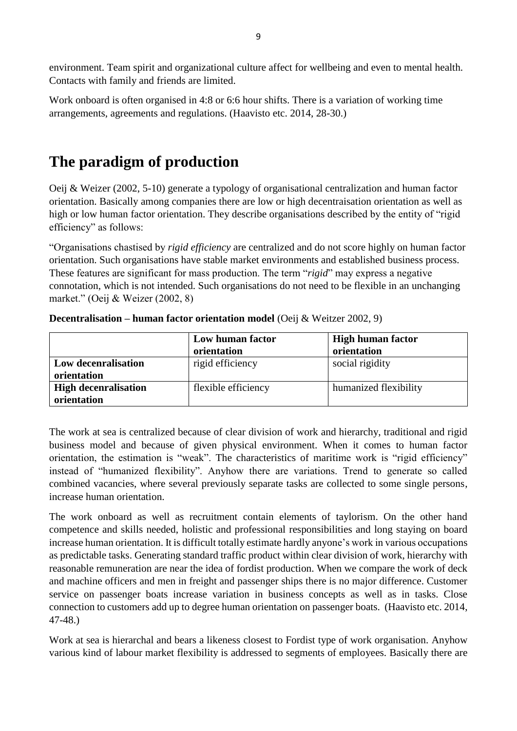environment. Team spirit and organizational culture affect for wellbeing and even to mental health. Contacts with family and friends are limited.

Work onboard is often organised in 4:8 or 6:6 hour shifts. There is a variation of working time arrangements, agreements and regulations. (Haavisto etc. 2014, 28-30.)

# The paradigm of production

Oeij & Weizer (2002, 5-10) generate a typology of organisational centralization and human factor orientation. Basically among companies there are low or high decentraisation orientation as well as high or low human factor orientation. They describe organisations described by the entity of "rigid efficiency" as follows:

"Organisations chastised by *rigid efficiency* are centralized and do not score highly on human factor orientation. Such organisations have stable market environments and established business process. These features are significant for mass production. The term "*rigid*" may express a negative connotation, which is not intended. Such organisations do not need to be flexible in an unchanging market." (Oeij & Weizer (2002, 8)

**Decentralisation – human factor orientation model** (Oeij & Weitzer 2002, 9)

| | **Low human factor orientation** | **High human factor orientation** |
|---|---|---|
| **Low decenralisation orientation** | rigid efficiency | social rigidity |
| **High decenralisation orientation** | flexible efficiency | humanized flexibility |

The work at sea is centralized because of clear division of work and hierarchy, traditional and rigid business model and because of given physical environment. When it comes to human factor orientation, the estimation is "weak". The characteristics of maritime work is "rigid efficiency" instead of "humanized flexibility". Anyhow there are variations. Trend to generate so called combined vacancies, where several previously separate tasks are collected to some single persons, increase human orientation.

The work onboard as well as recruitment contain elements of taylorism. On the other hand competence and skills needed, holistic and professional responsibilities and long staying on board increase human orientation. It is difficult totally estimate hardly anyone's work in various occupations as predictable tasks. Generating standard traffic product within clear division of work, hierarchy with reasonable remuneration are near the idea of fordist production. When we compare the work of deck and machine officers and men in freight and passenger ships there is no major difference. Customer service on passenger boats increase variation in business concepts as well as in tasks. Close connection to customers add up to degree human orientation on passenger boats. (Haavisto etc. 2014, 47-48.)

Work at sea is hierarchal and bears a likeness closest to Fordist type of work organisation. Anyhow various kind of labour market flexibility is addressed to segments of employees. Basically there are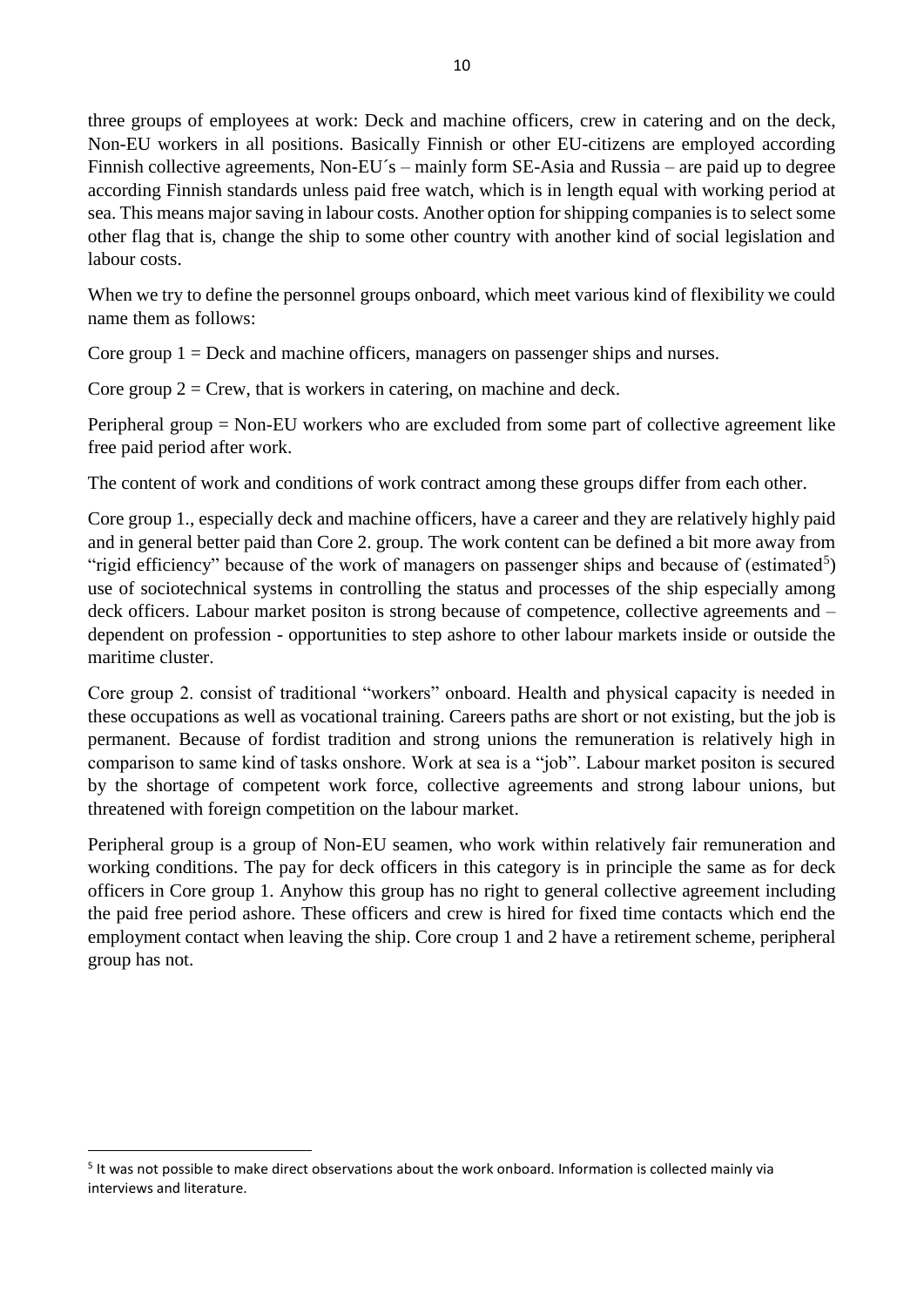three groups of employees at work: Deck and machine officers, crew in catering and on the deck, Non-EU workers in all positions. Basically Finnish or other EU-citizens are employed according Finnish collective agreements, Non-EU´s – mainly form SE-Asia and Russia – are paid up to degree according Finnish standards unless paid free watch, which is in length equal with working period at sea. This means major saving in labour costs. Another option for shipping companies is to select some other flag that is, change the ship to some other country with another kind of social legislation and labour costs.

When we try to define the personnel groups onboard, which meet various kind of flexibility we could name them as follows:

Core group 1 = Deck and machine officers, managers on passenger ships and nurses.

Core group 2 = Crew, that is workers in catering, on machine and deck.

Peripheral group = Non-EU workers who are excluded from some part of collective agreement like free paid period after work.

The content of work and conditions of work contract among these groups differ from each other.

Core group 1., especially deck and machine officers, have a career and they are relatively highly paid and in general better paid than Core 2. group. The work content can be defined a bit more away from "rigid efficiency" because of the work of managers on passenger ships and because of (estimated[5]) use of sociotechnical systems in controlling the status and processes of the ship especially among deck officers. Labour market positon is strong because of competence, collective agreements and – dependent on profession - opportunities to step ashore to other labour markets inside or outside the maritime cluster.

Core group 2. consist of traditional "workers" onboard. Health and physical capacity is needed in these occupations as well as vocational training. Careers paths are short or not existing, but the job is permanent. Because of fordist tradition and strong unions the remuneration is relatively high in comparison to same kind of tasks onshore. Work at sea is a "job". Labour market positon is secured by the shortage of competent work force, collective agreements and strong labour unions, but threatened with foreign competition on the labour market.

Peripheral group is a group of Non-EU seamen, who work within relatively fair remuneration and working conditions. The pay for deck officers in this category is in principle the same as for deck officers in Core group 1. Anyhow this group has no right to general collective agreement including the paid free period ashore. These officers and crew is hired for fixed time contacts which end the employment contact when leaving the ship. Core croup 1 and 2 have a retirement scheme, peripheral group has not.

[5] It was not possible to make direct observations about the work onboard. Information is collected mainly via interviews and literature.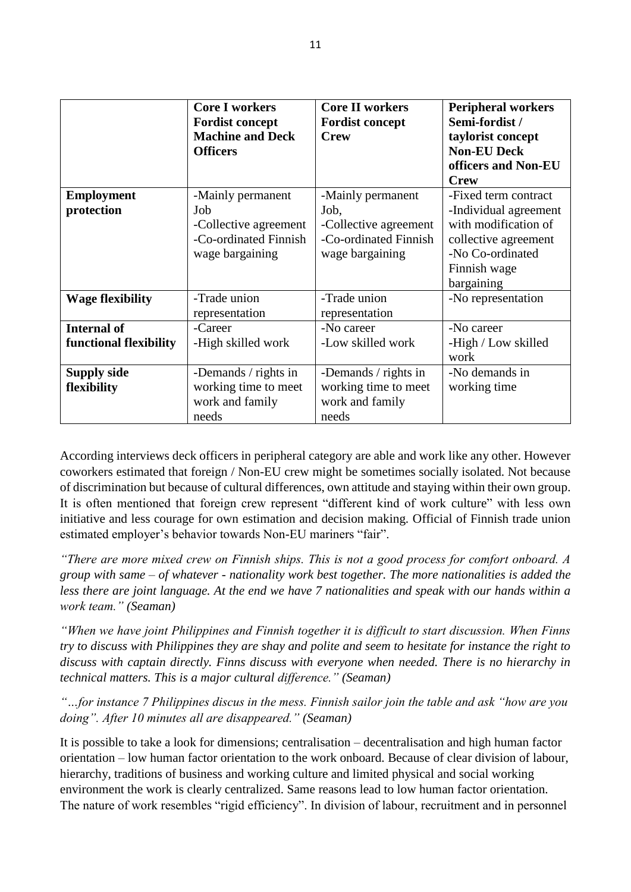| | **Core I workers Fordist concept Machine and Deck Officers** | **Core II workers Fordist concept Crew** | **Peripheral workers Semi-fordist / taylorist concept Non-EU Deck officers and Non-EU Crew** |
|---|---|---|---|
| **Employment protection** | -Mainly permanent Job<br>-Collective agreement<br>-Co-ordinated Finnish wage bargaining | -Mainly permanent Job,<br>-Collective agreement<br>-Co-ordinated Finnish wage bargaining | -Fixed term contract<br>-Individual agreement with modification of collective agreement<br>-No Co-ordinated Finnish wage bargaining |
| **Wage flexibility** | -Trade union representation | -Trade union representation | -No representation |
| **Internal of functional flexibility** | -Career<br>-High skilled work | -No career<br>-Low skilled work | -No career<br>-High / Low skilled work |
| **Supply side flexibility** | -Demands / rights in working time to meet work and family needs | -Demands / rights in working time to meet work and family needs | -No demands in working time |

According interviews deck officers in peripheral category are able and work like any other. However coworkers estimated that foreign / Non-EU crew might be sometimes socially isolated. Not because of discrimination but because of cultural differences, own attitude and staying within their own group. It is often mentioned that foreign crew represent "different kind of work culture" with less own initiative and less courage for own estimation and decision making. Official of Finnish trade union estimated employer's behavior towards Non-EU mariners "fair".

*"There are more mixed crew on Finnish ships. This is not a good process for comfort onboard. A group with same – of whatever - nationality work best together. The more nationalities is added the less there are joint language. At the end we have 7 nationalities and speak with our hands within a work team." (Seaman)*

*"When we have joint Philippines and Finnish together it is difficult to start discussion. When Finns try to discuss with Philippines they are shay and polite and seem to hesitate for instance the right to discuss with captain directly. Finns discuss with everyone when needed. There is no hierarchy in technical matters. This is a major cultural difference." (Seaman)*

*"…for instance 7 Philippines discus in the mess. Finnish sailor join the table and ask "how are you doing". After 10 minutes all are disappeared." (Seaman)*

It is possible to take a look for dimensions; centralisation – decentralisation and high human factor orientation – low human factor orientation to the work onboard. Because of clear division of labour, hierarchy, traditions of business and working culture and limited physical and social working environment the work is clearly centralized. Same reasons lead to low human factor orientation. The nature of work resembles "rigid efficiency". In division of labour, recruitment and in personnel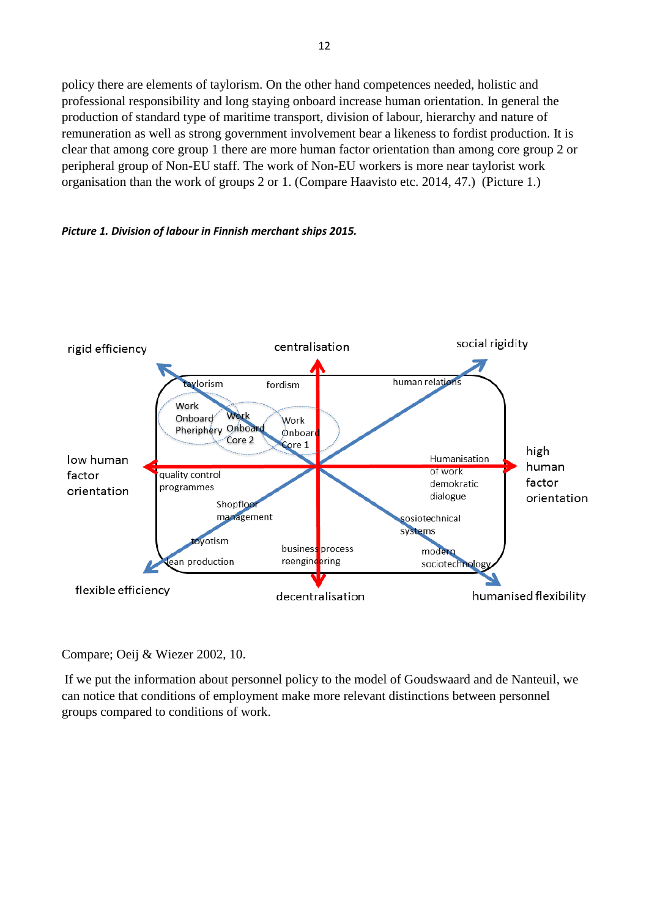policy there are elements of taylorism. On the other hand competences needed, holistic and professional responsibility and long staying onboard increase human orientation. In general the production of standard type of maritime transport, division of labour, hierarchy and nature of remuneration as well as strong government involvement bear a likeness to fordist production. It is clear that among core group 1 there are more human factor orientation than among core group 2 or peripheral group of Non-EU staff. The work of Non-EU workers is more near taylorist work organisation than the work of groups 2 or 1. (Compare Haavisto etc. 2014, 47.) (Picture 1.)

***Picture 1. Division of labour in Finnish merchant ships 2015.***

rigid efficiency | centralisation | social rigidity

taylorism | fordism | human relations

Work Onboard Pheriphery | Work Onboard Core 2 | Work Onboard Core 1

low human factor orientation | high human factor orientation

quality control programmes | Humanisation of work demokratic dialogue

Shopfloor management | sosiotechnical systems

toyotism | business process reengineering | modern sociotechnology

lean production

flexible efficiency | decentralisation | humanised flexibility

Compare; Oeij & Wiezer 2002, 10.

If we put the information about personnel policy to the model of Goudswaard and de Nanteuil, we can notice that conditions of employment make more relevant distinctions between personnel groups compared to conditions of work.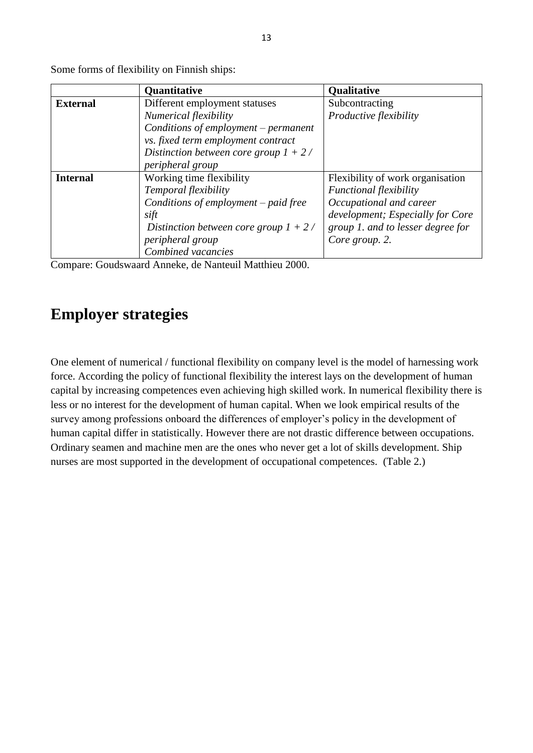Some forms of flexibility on Finnish ships:

| | Quantitative | Qualitative |
|---|---|---|
| **External** | Different employment statuses<br>*Numerical flexibility*<br>*Conditions of employment – permanent vs. fixed term employment contract*<br>*Distinction between core group 1 + 2 / peripheral group* | Subcontracting<br>*Productive flexibility* |
| **Internal** | Working time flexibility<br>*Temporal flexibility*<br>*Conditions of employment – paid free sift*<br>*Distinction between core group 1 + 2 / peripheral group*<br>*Combined vacancies* | Flexibility of work organisation<br>*Functional flexibility*<br>*Occupational and career development; Especially for Core group 1. and to lesser degree for Core group. 2.* |

Compare: Goudswaard Anneke, de Nanteuil Matthieu 2000.

# Employer strategies

One element of numerical / functional flexibility on company level is the model of harnessing work force. According the policy of functional flexibility the interest lays on the development of human capital by increasing competences even achieving high skilled work. In numerical flexibility there is less or no interest for the development of human capital. When we look empirical results of the survey among professions onboard the differences of employer's policy in the development of human capital differ in statistically. However there are not drastic difference between occupations. Ordinary seamen and machine men are the ones who never get a lot of skills development. Ship nurses are most supported in the development of occupational competences. (Table 2.)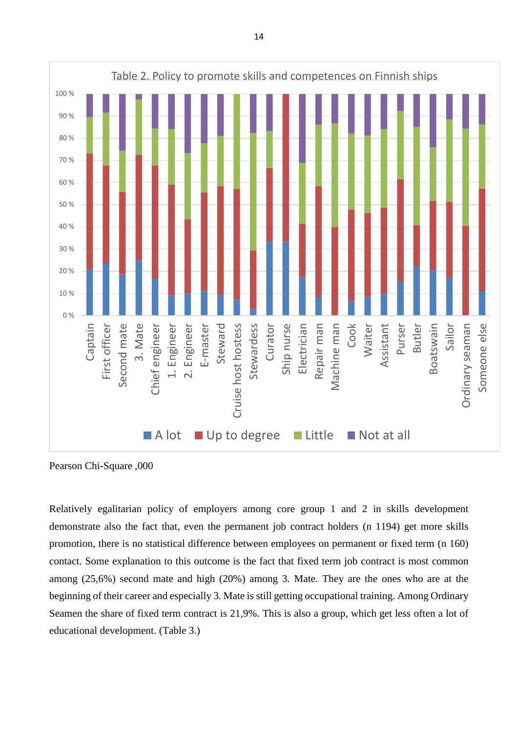Table 2. Policy to promote skills and competences on Finnish ships

Pearson Chi-Square ,000

Relatively egalitarian policy of employers among core group 1 and 2 in skills development demonstrate also the fact that, even the permanent job contract holders (n 1194) get more skills promotion, there is no statistical difference between employees on permanent or fixed term (n 160) contact. Some explanation to this outcome is the fact that fixed term job contract is most common among (25,6%) second mate and high (20%) among 3. Mate. They are the ones who are at the beginning of their career and especially 3. Mate is still getting occupational training. Among Ordinary Seamen the share of fixed term contract is 21,9%. This is also a group, which get less often a lot of educational development. (Table 3.)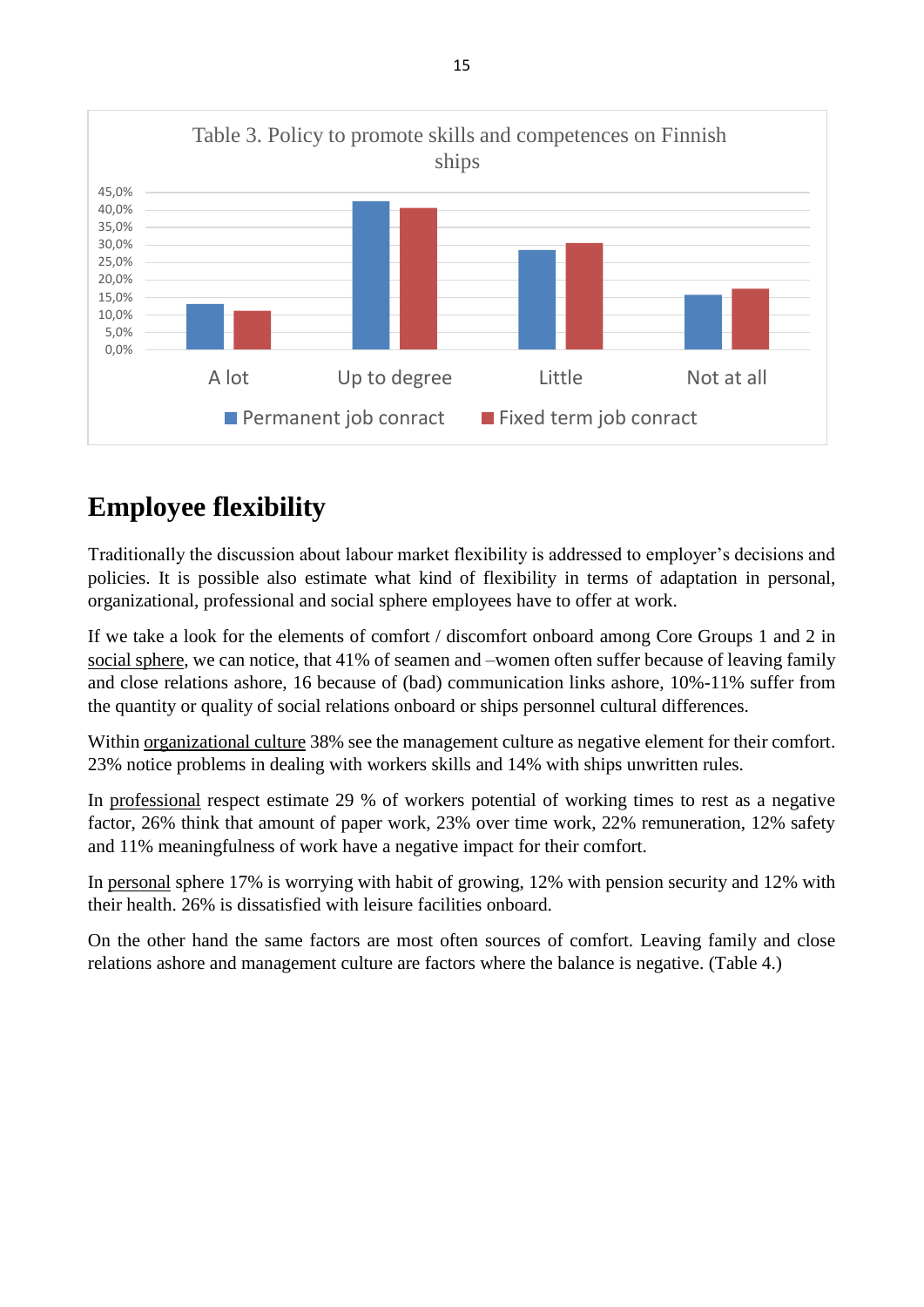Table 3. Policy to promote skills and competences on Finnish ships

| | Permanent job conract | Fixed term job conract |
|---|---|---|
| A lot | 13% | 11% |
| Up to degree | 42% | 40% |
| Little | 28% | 30% |
| Not at all | 15% | 17% |

## Employee flexibility

Traditionally the discussion about labour market flexibility is addressed to employer's decisions and policies. It is possible also estimate what kind of flexibility in terms of adaptation in personal, organizational, professional and social sphere employees have to offer at work.

If we take a look for the elements of comfort / discomfort onboard among Core Groups 1 and 2 in social sphere, we can notice, that 41% of seamen and –women often suffer because of leaving family and close relations ashore, 16 because of (bad) communication links ashore, 10%-11% suffer from the quantity or quality of social relations onboard or ships personnel cultural differences.

Within organizational culture 38% see the management culture as negative element for their comfort. 23% notice problems in dealing with workers skills and 14% with ships unwritten rules.

In professional respect estimate 29 % of workers potential of working times to rest as a negative factor, 26% think that amount of paper work, 23% over time work, 22% remuneration, 12% safety and 11% meaningfulness of work have a negative impact for their comfort.

In personal sphere 17% is worrying with habit of growing, 12% with pension security and 12% with their health. 26% is dissatisfied with leisure facilities onboard.

On the other hand the same factors are most often sources of comfort. Leaving family and close relations ashore and management culture are factors where the balance is negative. (Table 4.)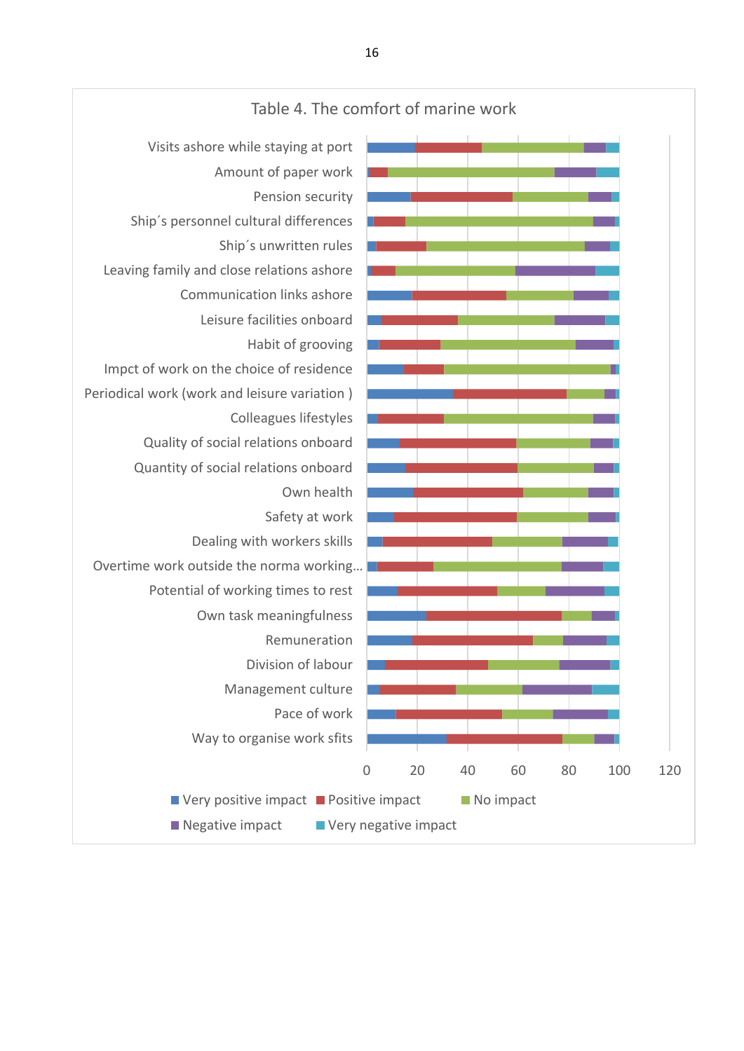Table 4. The comfort of marine work

Visits ashore while staying at port
Amount of paper work
Pension security
Ship´s personnel cultural differences
Ship´s unwritten rules
Leaving family and close relations ashore
Communication links ashore
Leisure facilities onboard
Habit of grooving
Impct of work on the choice of residence
Periodical work (work and leisure variation )
Colleagues lifestyles
Quality of social relations onboard
Quantity of social relations onboard
Own health
Safety at work
Dealing with workers skills
Overtime work outside the norma working...
Potential of working times to rest
Own task meaningfulness
Remuneration
Division of labour
Management culture
Pace of work
Way to organise work sfits

0 20 40 60 80 100 120

Very positive impact · Positive impact · No impact · Negative impact · Very negative impact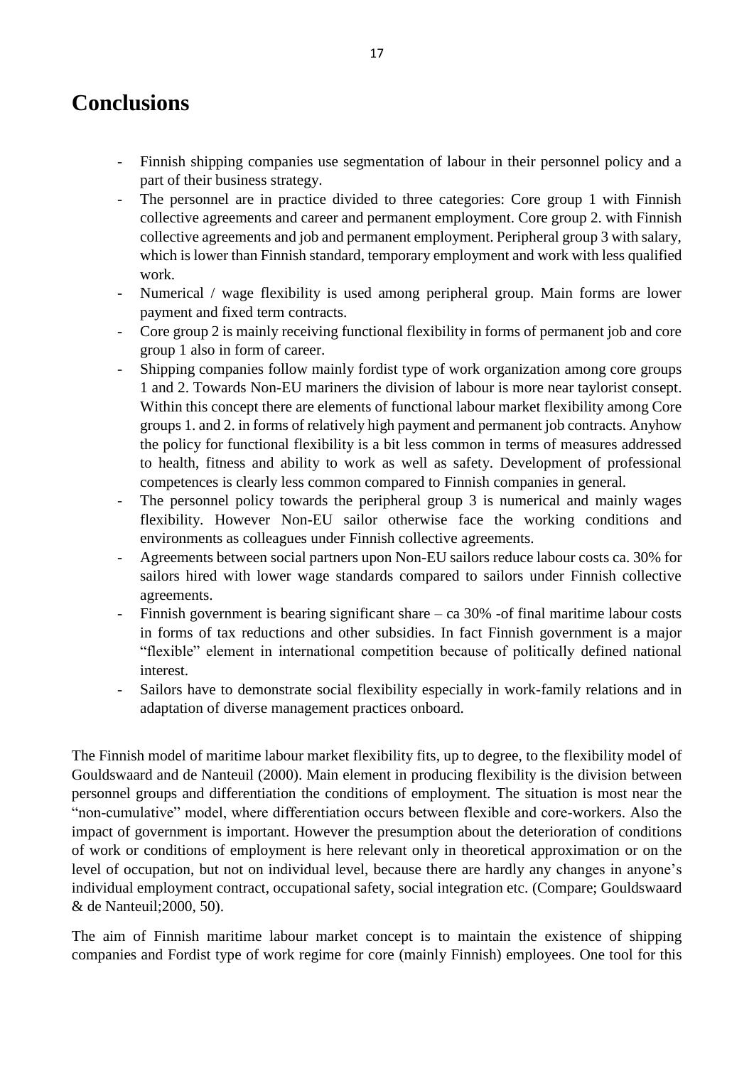# Conclusions

- Finnish shipping companies use segmentation of labour in their personnel policy and a part of their business strategy.
- The personnel are in practice divided to three categories: Core group 1 with Finnish collective agreements and career and permanent employment. Core group 2. with Finnish collective agreements and job and permanent employment. Peripheral group 3 with salary, which is lower than Finnish standard, temporary employment and work with less qualified work.
- Numerical / wage flexibility is used among peripheral group. Main forms are lower payment and fixed term contracts.
- Core group 2 is mainly receiving functional flexibility in forms of permanent job and core group 1 also in form of career.
- Shipping companies follow mainly fordist type of work organization among core groups 1 and 2. Towards Non-EU mariners the division of labour is more near taylorist consept. Within this concept there are elements of functional labour market flexibility among Core groups 1. and 2. in forms of relatively high payment and permanent job contracts. Anyhow the policy for functional flexibility is a bit less common in terms of measures addressed to health, fitness and ability to work as well as safety. Development of professional competences is clearly less common compared to Finnish companies in general.
- The personnel policy towards the peripheral group 3 is numerical and mainly wages flexibility. However Non-EU sailor otherwise face the working conditions and environments as colleagues under Finnish collective agreements.
- Agreements between social partners upon Non-EU sailors reduce labour costs ca. 30% for sailors hired with lower wage standards compared to sailors under Finnish collective agreements.
- Finnish government is bearing significant share – ca 30% -of final maritime labour costs in forms of tax reductions and other subsidies. In fact Finnish government is a major "flexible" element in international competition because of politically defined national interest.
- Sailors have to demonstrate social flexibility especially in work-family relations and in adaptation of diverse management practices onboard.

The Finnish model of maritime labour market flexibility fits, up to degree, to the flexibility model of Gouldswaard and de Nanteuil (2000). Main element in producing flexibility is the division between personnel groups and differentiation the conditions of employment. The situation is most near the "non-cumulative" model, where differentiation occurs between flexible and core-workers. Also the impact of government is important. However the presumption about the deterioration of conditions of work or conditions of employment is here relevant only in theoretical approximation or on the level of occupation, but not on individual level, because there are hardly any changes in anyone's individual employment contract, occupational safety, social integration etc. (Compare; Gouldswaard & de Nanteuil;2000, 50).

The aim of Finnish maritime labour market concept is to maintain the existence of shipping companies and Fordist type of work regime for core (mainly Finnish) employees. One tool for this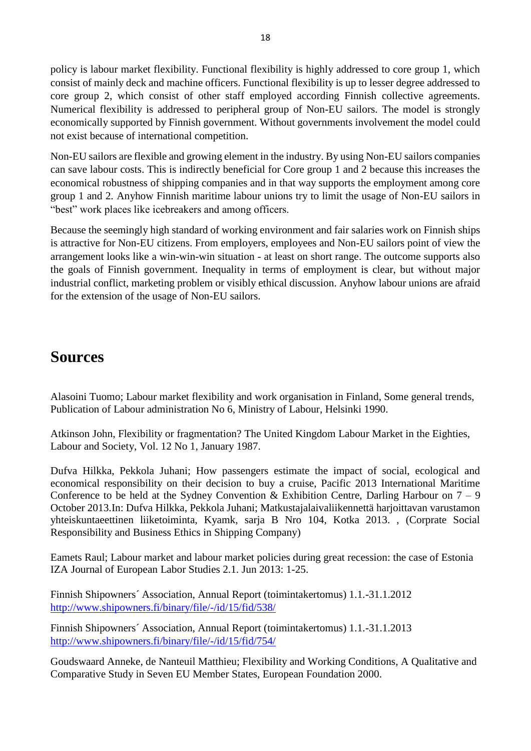policy is labour market flexibility. Functional flexibility is highly addressed to core group 1, which consist of mainly deck and machine officers. Functional flexibility is up to lesser degree addressed to core group 2, which consist of other staff employed according Finnish collective agreements. Numerical flexibility is addressed to peripheral group of Non-EU sailors. The model is strongly economically supported by Finnish government. Without governments involvement the model could not exist because of international competition.

Non-EU sailors are flexible and growing element in the industry. By using Non-EU sailors companies can save labour costs. This is indirectly beneficial for Core group 1 and 2 because this increases the economical robustness of shipping companies and in that way supports the employment among core group 1 and 2. Anyhow Finnish maritime labour unions try to limit the usage of Non-EU sailors in "best" work places like icebreakers and among officers.

Because the seemingly high standard of working environment and fair salaries work on Finnish ships is attractive for Non-EU citizens. From employers, employees and Non-EU sailors point of view the arrangement looks like a win-win-win situation - at least on short range. The outcome supports also the goals of Finnish government. Inequality in terms of employment is clear, but without major industrial conflict, marketing problem or visibly ethical discussion. Anyhow labour unions are afraid for the extension of the usage of Non-EU sailors.

# Sources

Alasoini Tuomo; Labour market flexibility and work organisation in Finland, Some general trends, Publication of Labour administration No 6, Ministry of Labour, Helsinki 1990.

Atkinson John, Flexibility or fragmentation? The United Kingdom Labour Market in the Eighties, Labour and Society, Vol. 12 No 1, January 1987.

Dufva Hilkka, Pekkola Juhani; How passengers estimate the impact of social, ecological and economical responsibility on their decision to buy a cruise, Pacific 2013 International Maritime Conference to be held at the Sydney Convention & Exhibition Centre, Darling Harbour on 7 – 9 October 2013.In: Dufva Hilkka, Pekkola Juhani; Matkustajalaivaliikennettä harjoittavan varustamon yhteiskuntaeettinen liiketoiminta, Kyamk, sarja B Nro 104, Kotka 2013. , (Corprate Social Responsibility and Business Ethics in Shipping Company)

Eamets Raul; Labour market and labour market policies during great recession: the case of Estonia IZA Journal of European Labor Studies 2.1. Jun 2013: 1-25.

Finnish Shipowners´ Association, Annual Report (toimintakertomus) 1.1.-31.1.2012 http://www.shipowners.fi/binary/file/-/id/15/fid/538/

Finnish Shipowners´ Association, Annual Report (toimintakertomus) 1.1.-31.1.2013 http://www.shipowners.fi/binary/file/-/id/15/fid/754/

Goudswaard Anneke, de Nanteuil Matthieu; Flexibility and Working Conditions, A Qualitative and Comparative Study in Seven EU Member States, European Foundation 2000.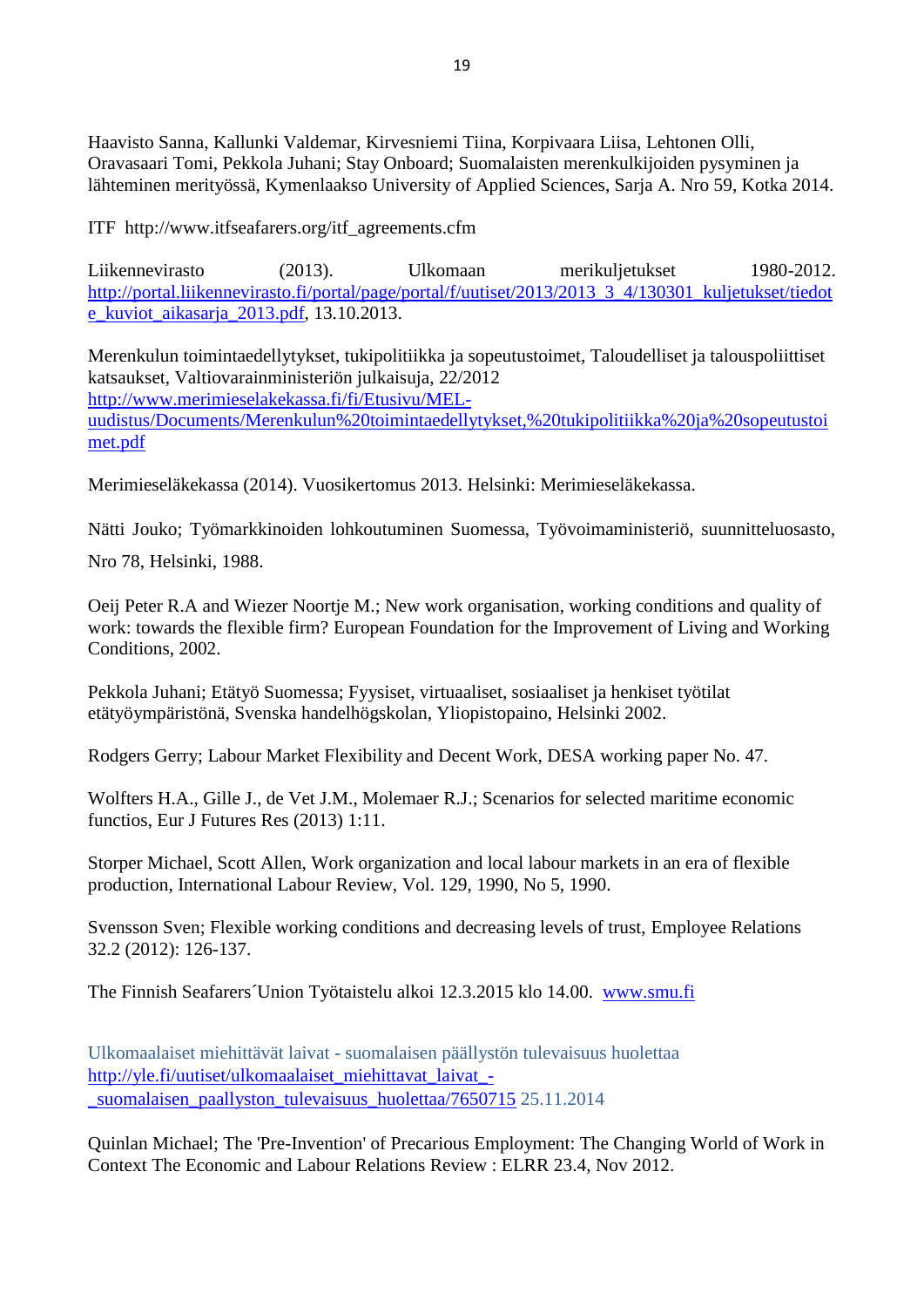Haavisto Sanna, Kallunki Valdemar, Kirvesniemi Tiina, Korpivaara Liisa, Lehtonen Olli, Oravasaari Tomi, Pekkola Juhani; Stay Onboard; Suomalaisten merenkulkijoiden pysyminen ja lähteminen merityössä, Kymenlaakso University of Applied Sciences, Sarja A. Nro 59, Kotka 2014.

ITF http://www.itfseafarers.org/itf_agreements.cfm

Liikennevirasto (2013). Ulkomaan merikuljetukset 1980-2012. http://portal.liikennevirasto.fi/portal/page/portal/f/uutiset/2013/2013_3_4/130301_kuljetukset/tiedote_kuviot_aikasarja_2013.pdf, 13.10.2013.

Merenkulun toimintaedellytykset, tukipolitiikka ja sopeutustoimet, Taloudelliset ja talouspoliittiset katsaukset, Valtiovarainministeriön julkaisuja, 22/2012 http://www.merimieselakekassa.fi/fi/Etusivu/MEL-uudistus/Documents/Merenkulun%20toimintaedellytykset,%20tukipolitiikka%20ja%20sopeutustoimet.pdf

Merimieseläkekassa (2014). Vuosikertomus 2013. Helsinki: Merimieseläkekassa.

Nätti Jouko; Työmarkkinoiden lohkoutuminen Suomessa, Työvoimaministeriö, suunnitteluosasto, Nro 78, Helsinki, 1988.

Oeij Peter R.A and Wiezer Noortje M.; New work organisation, working conditions and quality of work: towards the flexible firm? European Foundation for the Improvement of Living and Working Conditions, 2002.

Pekkola Juhani; Etätyö Suomessa; Fyysiset, virtuaaliset, sosiaaliset ja henkiset työtilat etätyöympäristönä, Svenska handelhögskolan, Yliopistopaino, Helsinki 2002.

Rodgers Gerry; Labour Market Flexibility and Decent Work, DESA working paper No. 47.

Wolfters H.A., Gille J., de Vet J.M., Molemaer R.J.; Scenarios for selected maritime economic functios, Eur J Futures Res (2013) 1:11.

Storper Michael, Scott Allen, Work organization and local labour markets in an era of flexible production, International Labour Review, Vol. 129, 1990, No 5, 1990.

Svensson Sven; Flexible working conditions and decreasing levels of trust, Employee Relations 32.2 (2012): 126-137.

The Finnish Seafarers´Union Työtaistelu alkoi 12.3.2015 klo 14.00. www.smu.fi

Ulkomaalaiset miehittävät laivat - suomalaisen päällystön tulevaisuus huolettaa http://yle.fi/uutiset/ulkomaalaiset_miehittavat_laivat_-_suomalaisen_paallyston_tulevaisuus_huolettaa/7650715 25.11.2014

Quinlan Michael; The 'Pre-Invention' of Precarious Employment: The Changing World of Work in Context The Economic and Labour Relations Review : ELRR 23.4, Nov 2012.